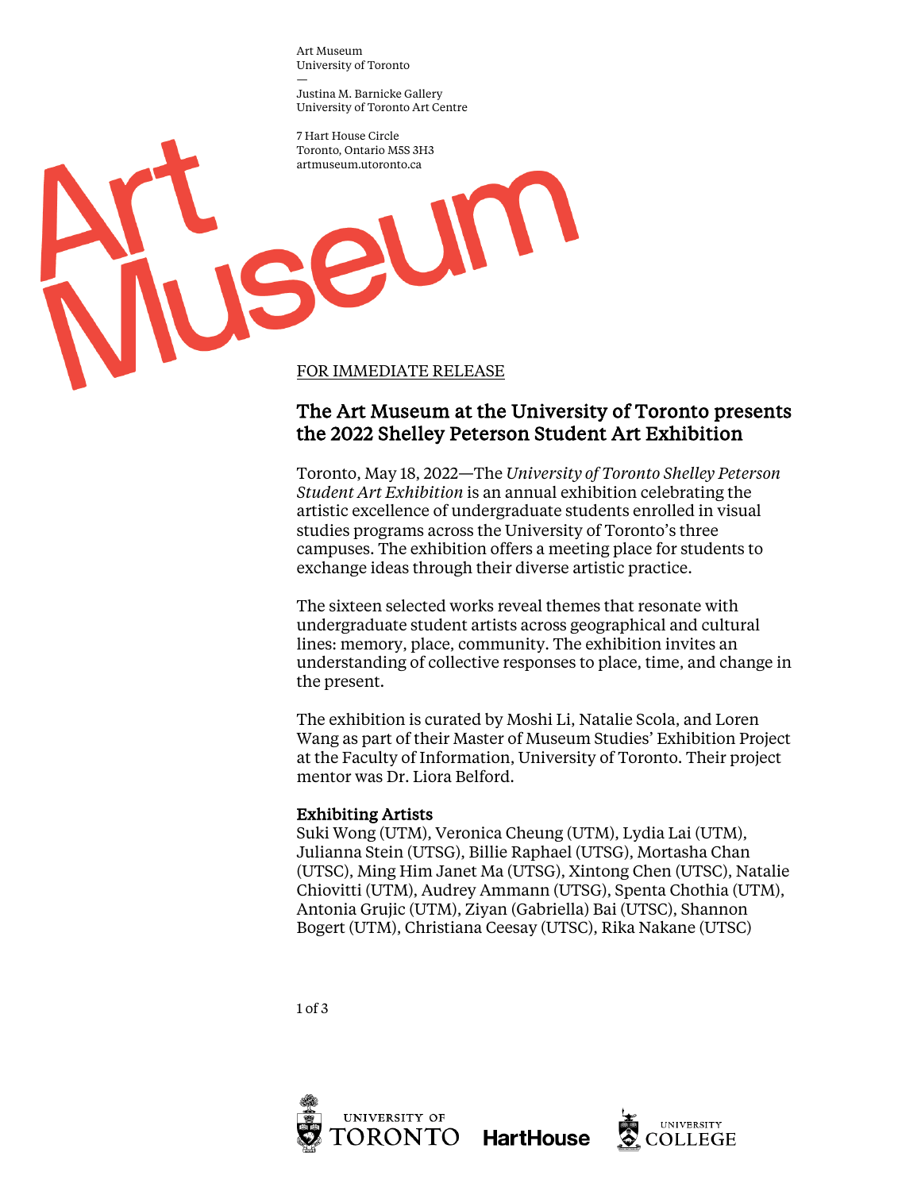Art Museum
University of Toronto
—
Justina M. Barnicke Gallery
University of Toronto Art Centre

7 Hart House Circle
Toronto, Ontario M5S 3H3
artmuseum.utoronto.ca

Art Museum

FOR IMMEDIATE RELEASE

## The Art Museum at the University of Toronto presents the 2022 Shelley Peterson Student Art Exhibition

Toronto, May 18, 2022—The *University of Toronto Shelley Peterson Student Art Exhibition* is an annual exhibition celebrating the artistic excellence of undergraduate students enrolled in visual studies programs across the University of Toronto's three campuses. The exhibition offers a meeting place for students to exchange ideas through their diverse artistic practice.

The sixteen selected works reveal themes that resonate with undergraduate student artists across geographical and cultural lines: memory, place, community. The exhibition invites an understanding of collective responses to place, time, and change in the present.

The exhibition is curated by Moshi Li, Natalie Scola, and Loren Wang as part of their Master of Museum Studies' Exhibition Project at the Faculty of Information, University of Toronto. Their project mentor was Dr. Liora Belford.

### Exhibiting Artists

Suki Wong (UTM), Veronica Cheung (UTM), Lydia Lai (UTM), Julianna Stein (UTSG), Billie Raphael (UTSG), Mortasha Chan (UTSC), Ming Him Janet Ma (UTSG), Xintong Chen (UTSC), Natalie Chiovitti (UTM), Audrey Ammann (UTSG), Spenta Chothia (UTM), Antonia Grujic (UTM), Ziyan (Gabriella) Bai (UTSC), Shannon Bogert (UTM), Christiana Ceesay (UTSC), Rika Nakane (UTSC)

UNIVERSITY OF TORONTO HartHouse UNIVERSITY COLLEGE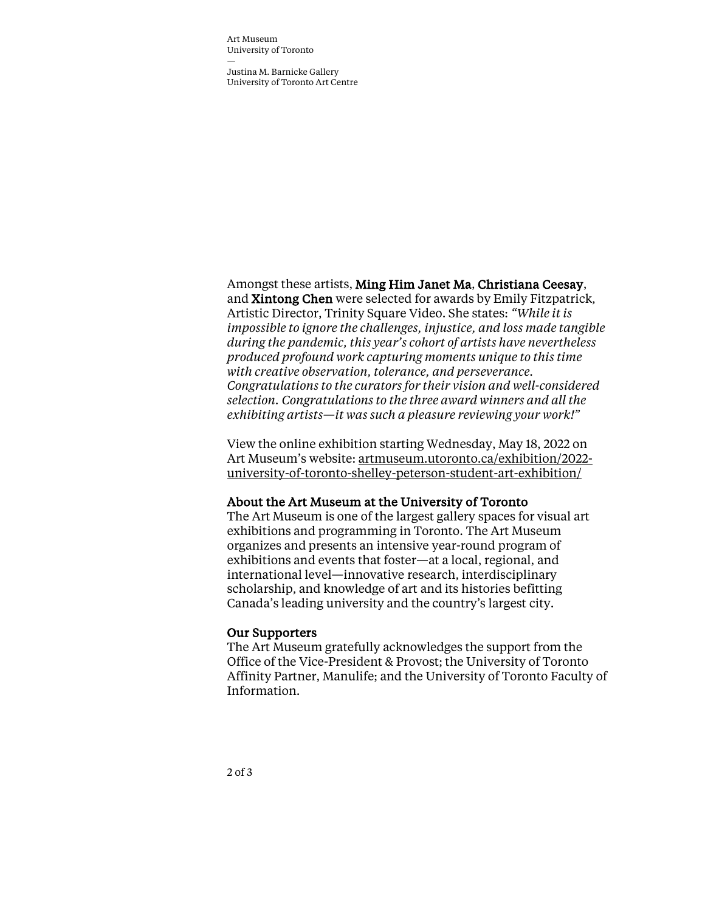Amongst these artists, **Ming Him Janet Ma**, **Christiana Ceesay**, and **Xintong Chen** were selected for awards by Emily Fitzpatrick, Artistic Director, Trinity Square Video. She states: *"While it is impossible to ignore the challenges, injustice, and loss made tangible during the pandemic, this year's cohort of artists have nevertheless produced profound work capturing moments unique to this time with creative observation, tolerance, and perseverance. Congratulations to the curators for their vision and well-considered selection. Congratulations to the three award winners and all the exhibiting artists—it was such a pleasure reviewing your work!"*

View the online exhibition starting Wednesday, May 18, 2022 on Art Museum's website: artmuseum.utoronto.ca/exhibition/2022-university-of-toronto-shelley-peterson-student-art-exhibition/

**About the Art Museum at the University of Toronto**

The Art Museum is one of the largest gallery spaces for visual art exhibitions and programming in Toronto. The Art Museum organizes and presents an intensive year-round program of exhibitions and events that foster—at a local, regional, and international level—innovative research, interdisciplinary scholarship, and knowledge of art and its histories befitting Canada's leading university and the country's largest city.

**Our Supporters**

The Art Museum gratefully acknowledges the support from the Office of the Vice-President & Provost; the University of Toronto Affinity Partner, Manulife; and the University of Toronto Faculty of Information.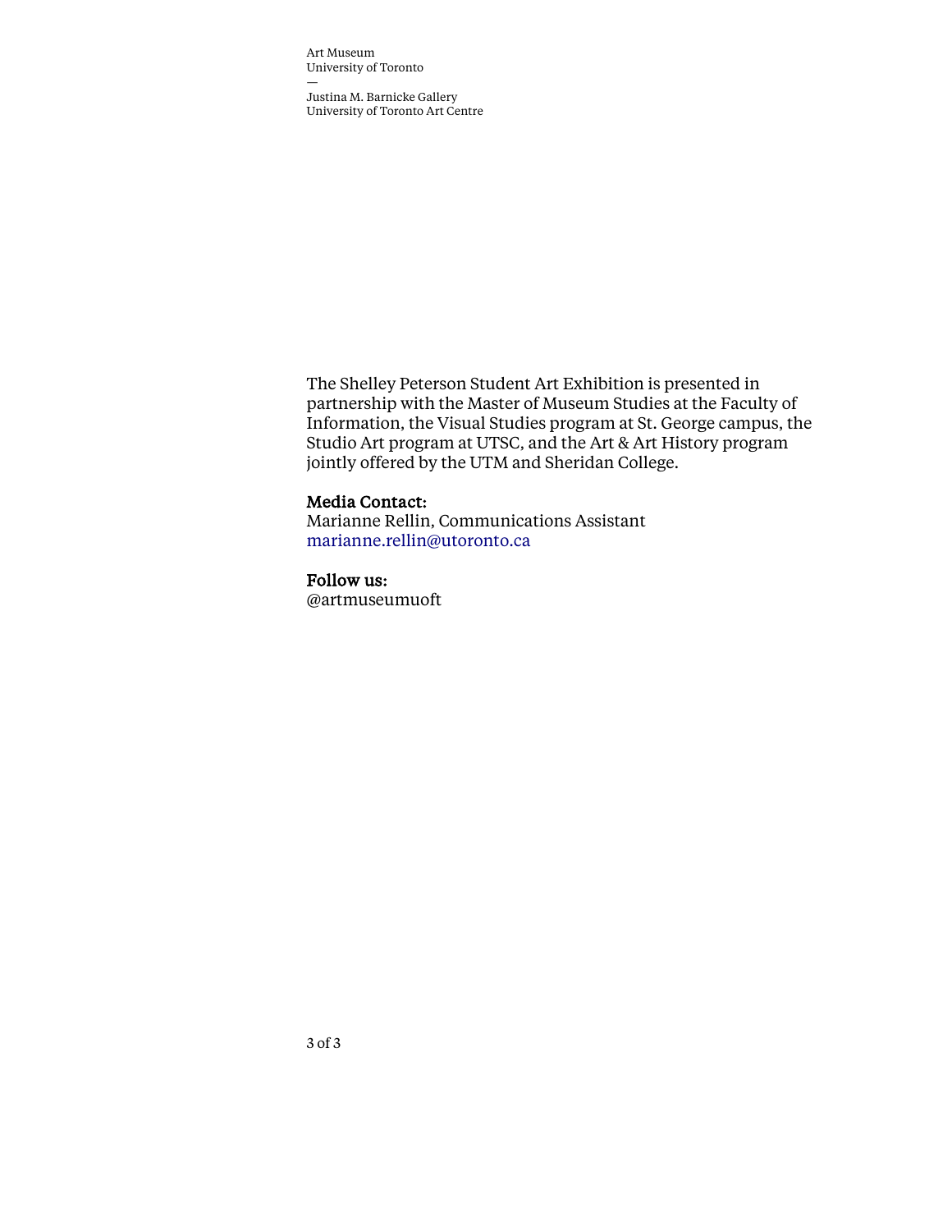Art Museum
University of Toronto
—
Justina M. Barnicke Gallery
University of Toronto Art Centre

The Shelley Peterson Student Art Exhibition is presented in partnership with the Master of Museum Studies at the Faculty of Information, the Visual Studies program at St. George campus, the Studio Art program at UTSC, and the Art & Art History program jointly offered by the UTM and Sheridan College.

**Media Contact:**
Marianne Rellin, Communications Assistant
marianne.rellin@utoronto.ca

**Follow us:**
@artmuseumuoft